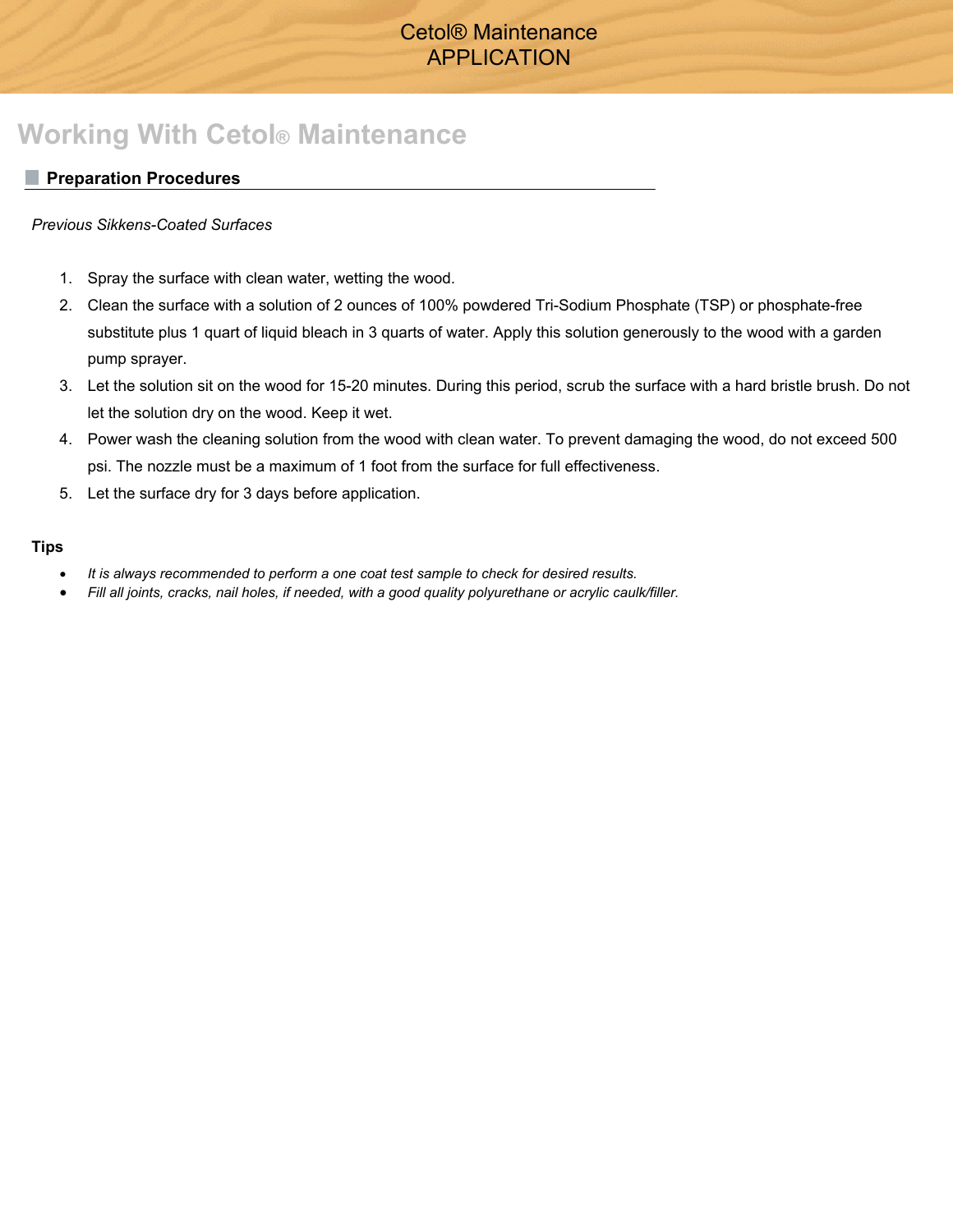# Cetol® Maintenance
# APPLICATION

## Working With Cetol® Maintenance

### Preparation Procedures

*Previous Sikkens-Coated Surfaces*

1. Spray the surface with clean water, wetting the wood.
2. Clean the surface with a solution of 2 ounces of 100% powdered Tri-Sodium Phosphate (TSP) or phosphate-free substitute plus 1 quart of liquid bleach in 3 quarts of water. Apply this solution generously to the wood with a garden pump sprayer.
3. Let the solution sit on the wood for 15-20 minutes. During this period, scrub the surface with a hard bristle brush. Do not let the solution dry on the wood. Keep it wet.
4. Power wash the cleaning solution from the wood with clean water. To prevent damaging the wood, do not exceed 500 psi. The nozzle must be a maximum of 1 foot from the surface for full effectiveness.
5. Let the surface dry for 3 days before application.

**Tips**

- *It is always recommended to perform a one coat test sample to check for desired results.*
- *Fill all joints, cracks, nail holes, if needed, with a good quality polyurethane or acrylic caulk/filler.*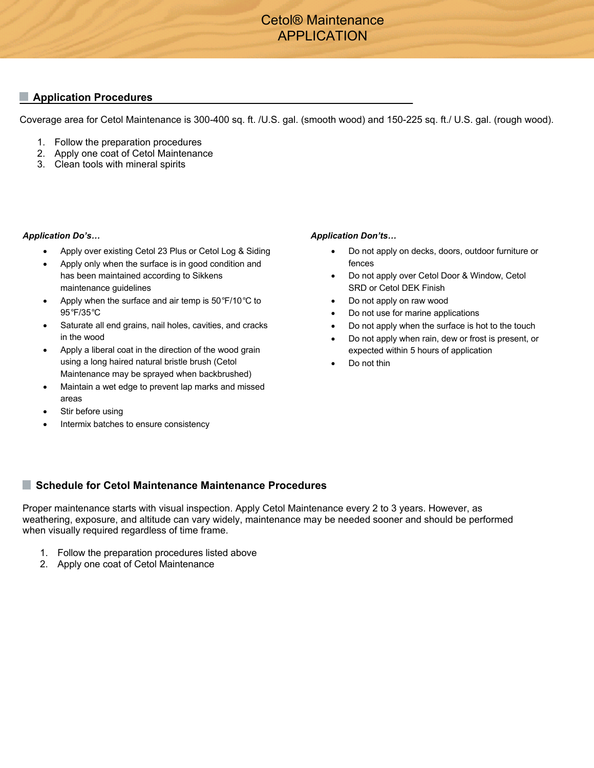# Cetol® Maintenance
# APPLICATION

## Application Procedures

Coverage area for Cetol Maintenance is 300-400 sq. ft. /U.S. gal. (smooth wood) and 150-225 sq. ft./ U.S. gal. (rough wood).

1. Follow the preparation procedures
2. Apply one coat of Cetol Maintenance
3. Clean tools with mineral spirits

***Application Do's…***

- Apply over existing Cetol 23 Plus or Cetol Log & Siding
- Apply only when the surface is in good condition and has been maintained according to Sikkens maintenance guidelines
- Apply when the surface and air temp is 50°F/10°C to 95°F/35°C
- Saturate all end grains, nail holes, cavities, and cracks in the wood
- Apply a liberal coat in the direction of the wood grain using a long haired natural bristle brush (Cetol Maintenance may be sprayed when backbrushed)
- Maintain a wet edge to prevent lap marks and missed areas
- Stir before using
- Intermix batches to ensure consistency

***Application Don'ts…***

- Do not apply on decks, doors, outdoor furniture or fences
- Do not apply over Cetol Door & Window, Cetol SRD or Cetol DEK Finish
- Do not apply on raw wood
- Do not use for marine applications
- Do not apply when the surface is hot to the touch
- Do not apply when rain, dew or frost is present, or expected within 5 hours of application
- Do not thin

## Schedule for Cetol Maintenance Maintenance Procedures

Proper maintenance starts with visual inspection. Apply Cetol Maintenance every 2 to 3 years. However, as weathering, exposure, and altitude can vary widely, maintenance may be needed sooner and should be performed when visually required regardless of time frame.

1. Follow the preparation procedures listed above
2. Apply one coat of Cetol Maintenance